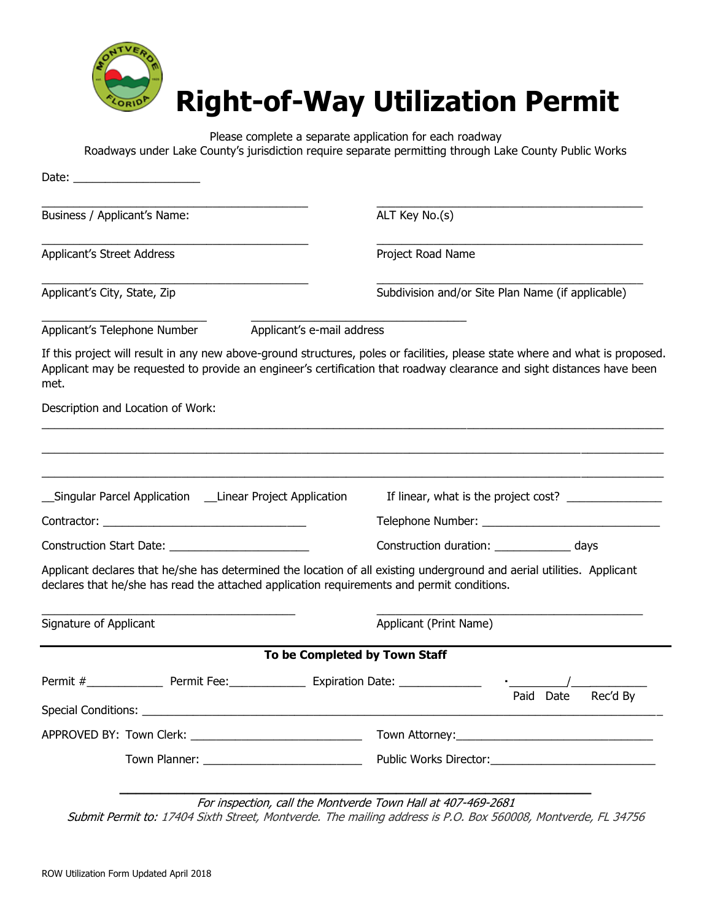# Right-of-Way Utilization Permit

Please complete a separate application for each roadway
Roadways under Lake County's jurisdiction require separate permitting through Lake County Public Works

Date: ____________________

Business / Applicant's Name: ____________________

ALT Key No.(s) ____________________

Applicant's Street Address ____________________

Project Road Name ____________________

Applicant's City, State, Zip ____________________

Subdivision and/or Site Plan Name (if applicable) ____________________

Applicant's Telephone Number ____________________

Applicant's e-mail address ____________________

If this project will result in any new above-ground structures, poles or facilities, please state where and what is proposed. Applicant may be requested to provide an engineer's certification that roadway clearance and sight distances have been met.

Description and Location of Work:

____________________________________________________________

____________________________________________________________

____________________________________________________________

__Singular Parcel Application __Linear Project Application If linear, what is the project cost? _______________

Contractor: ________________________________ Telephone Number: ____________________________

Construction Start Date: ______________________ Construction duration: ____________ days

Applicant declares that he/she has determined the location of all existing underground and aerial utilities. Applicant declares that he/she has read the attached application requirements and permit conditions.

Signature of Applicant ____________________

Applicant (Print Name) ____________________

---

**To be Completed by Town Staff**

Permit #____________ Permit Fee:____________ Expiration Date: _____________ ._________/__________
Paid Date Rec'd By

Special Conditions: ____________________________________________________________

APPROVED BY: Town Clerk: ___________________________ Town Attorney:________________________________

Town Planner: _________________________ Public Works Director:__________________________

---

*For inspection, call the Montverde Town Hall at 407-469-2681*
*Submit Permit to: 17404 Sixth Street, Montverde. The mailing address is P.O. Box 560008, Montverde, FL 34756*

ROW Utilization Form Updated April 2018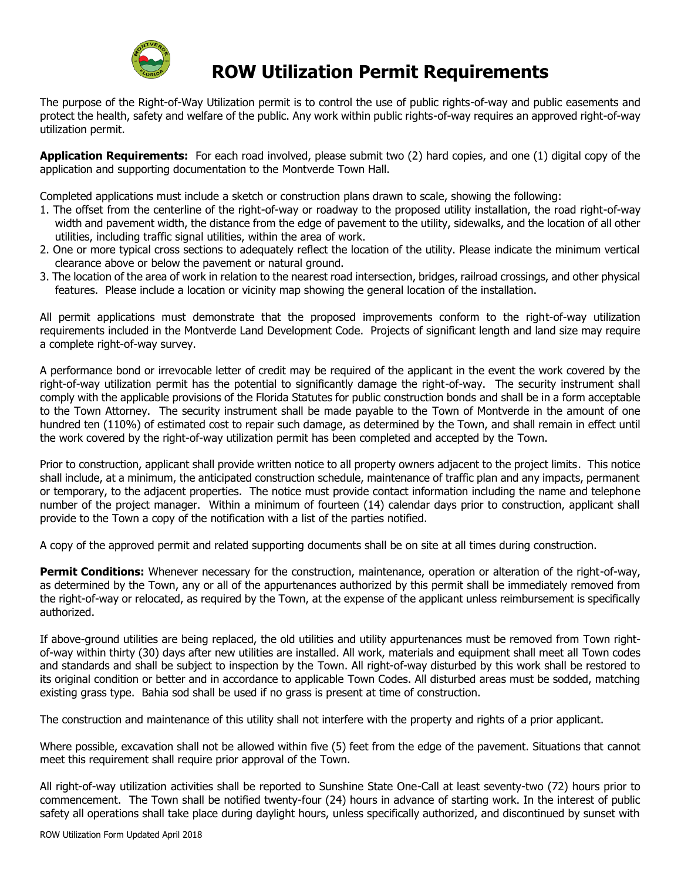# ROW Utilization Permit Requirements

The purpose of the Right-of-Way Utilization permit is to control the use of public rights-of-way and public easements and protect the health, safety and welfare of the public. Any work within public rights-of-way requires an approved right-of-way utilization permit.

**Application Requirements:** For each road involved, please submit two (2) hard copies, and one (1) digital copy of the application and supporting documentation to the Montverde Town Hall.

Completed applications must include a sketch or construction plans drawn to scale, showing the following:

1. The offset from the centerline of the right-of-way or roadway to the proposed utility installation, the road right-of-way width and pavement width, the distance from the edge of pavement to the utility, sidewalks, and the location of all other utilities, including traffic signal utilities, within the area of work.
2. One or more typical cross sections to adequately reflect the location of the utility. Please indicate the minimum vertical clearance above or below the pavement or natural ground.
3. The location of the area of work in relation to the nearest road intersection, bridges, railroad crossings, and other physical features. Please include a location or vicinity map showing the general location of the installation.

All permit applications must demonstrate that the proposed improvements conform to the right-of-way utilization requirements included in the Montverde Land Development Code. Projects of significant length and land size may require a complete right-of-way survey.

A performance bond or irrevocable letter of credit may be required of the applicant in the event the work covered by the right-of-way utilization permit has the potential to significantly damage the right-of-way. The security instrument shall comply with the applicable provisions of the Florida Statutes for public construction bonds and shall be in a form acceptable to the Town Attorney. The security instrument shall be made payable to the Town of Montverde in the amount of one hundred ten (110%) of estimated cost to repair such damage, as determined by the Town, and shall remain in effect until the work covered by the right-of-way utilization permit has been completed and accepted by the Town.

Prior to construction, applicant shall provide written notice to all property owners adjacent to the project limits. This notice shall include, at a minimum, the anticipated construction schedule, maintenance of traffic plan and any impacts, permanent or temporary, to the adjacent properties. The notice must provide contact information including the name and telephone number of the project manager. Within a minimum of fourteen (14) calendar days prior to construction, applicant shall provide to the Town a copy of the notification with a list of the parties notified.

A copy of the approved permit and related supporting documents shall be on site at all times during construction.

**Permit Conditions:** Whenever necessary for the construction, maintenance, operation or alteration of the right-of-way, as determined by the Town, any or all of the appurtenances authorized by this permit shall be immediately removed from the right-of-way or relocated, as required by the Town, at the expense of the applicant unless reimbursement is specifically authorized.

If above-ground utilities are being replaced, the old utilities and utility appurtenances must be removed from Town right-of-way within thirty (30) days after new utilities are installed. All work, materials and equipment shall meet all Town codes and standards and shall be subject to inspection by the Town. All right-of-way disturbed by this work shall be restored to its original condition or better and in accordance to applicable Town Codes. All disturbed areas must be sodded, matching existing grass type. Bahia sod shall be used if no grass is present at time of construction.

The construction and maintenance of this utility shall not interfere with the property and rights of a prior applicant.

Where possible, excavation shall not be allowed within five (5) feet from the edge of the pavement. Situations that cannot meet this requirement shall require prior approval of the Town.

All right-of-way utilization activities shall be reported to Sunshine State One-Call at least seventy-two (72) hours prior to commencement. The Town shall be notified twenty-four (24) hours in advance of starting work. In the interest of public safety all operations shall take place during daylight hours, unless specifically authorized, and discontinued by sunset with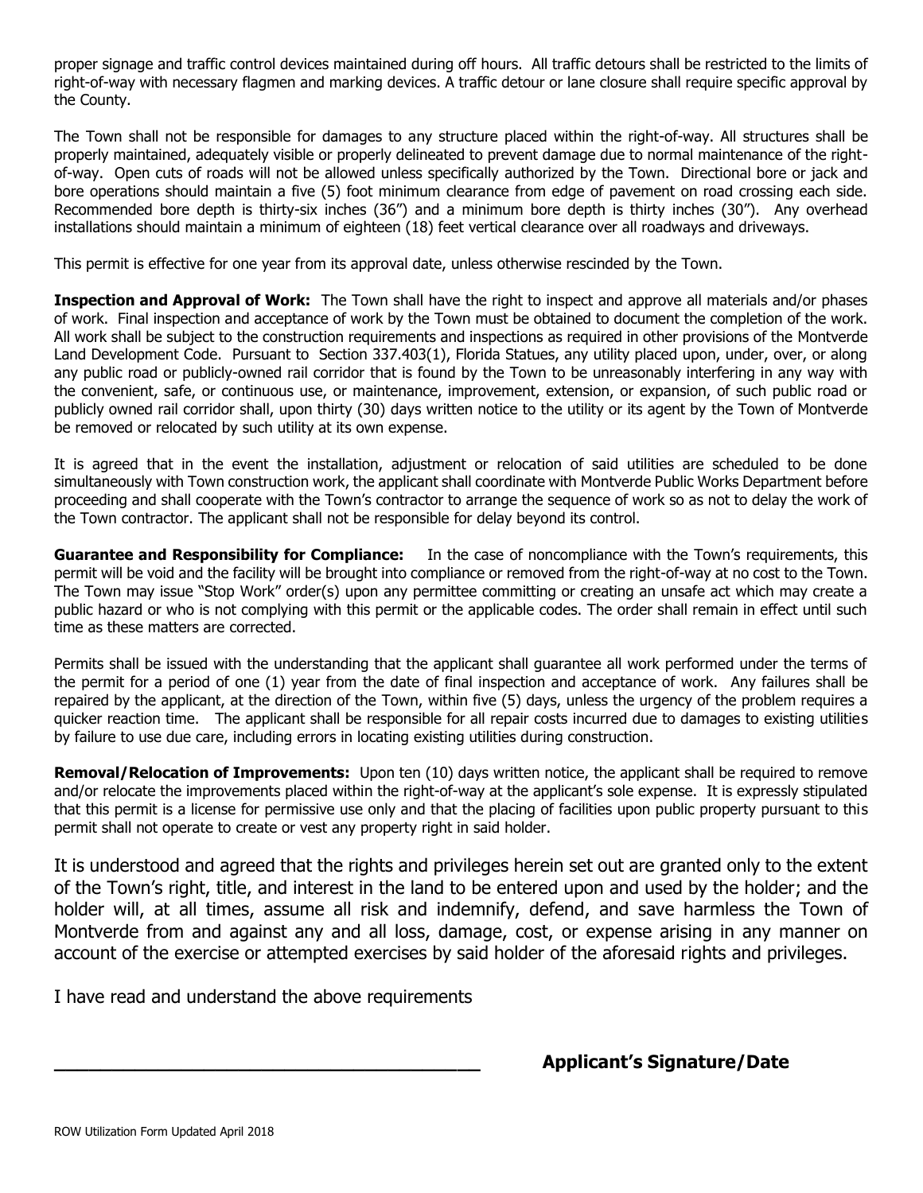proper signage and traffic control devices maintained during off hours. All traffic detours shall be restricted to the limits of right-of-way with necessary flagmen and marking devices. A traffic detour or lane closure shall require specific approval by the County.

The Town shall not be responsible for damages to any structure placed within the right-of-way. All structures shall be properly maintained, adequately visible or properly delineated to prevent damage due to normal maintenance of the right-of-way. Open cuts of roads will not be allowed unless specifically authorized by the Town. Directional bore or jack and bore operations should maintain a five (5) foot minimum clearance from edge of pavement on road crossing each side. Recommended bore depth is thirty-six inches (36") and a minimum bore depth is thirty inches (30"). Any overhead installations should maintain a minimum of eighteen (18) feet vertical clearance over all roadways and driveways.

This permit is effective for one year from its approval date, unless otherwise rescinded by the Town.

**Inspection and Approval of Work:** The Town shall have the right to inspect and approve all materials and/or phases of work. Final inspection and acceptance of work by the Town must be obtained to document the completion of the work. All work shall be subject to the construction requirements and inspections as required in other provisions of the Montverde Land Development Code. Pursuant to Section 337.403(1), Florida Statues, any utility placed upon, under, over, or along any public road or publicly-owned rail corridor that is found by the Town to be unreasonably interfering in any way with the convenient, safe, or continuous use, or maintenance, improvement, extension, or expansion, of such public road or publicly owned rail corridor shall, upon thirty (30) days written notice to the utility or its agent by the Town of Montverde be removed or relocated by such utility at its own expense.

It is agreed that in the event the installation, adjustment or relocation of said utilities are scheduled to be done simultaneously with Town construction work, the applicant shall coordinate with Montverde Public Works Department before proceeding and shall cooperate with the Town's contractor to arrange the sequence of work so as not to delay the work of the Town contractor. The applicant shall not be responsible for delay beyond its control.

**Guarantee and Responsibility for Compliance:** In the case of noncompliance with the Town's requirements, this permit will be void and the facility will be brought into compliance or removed from the right-of-way at no cost to the Town. The Town may issue "Stop Work" order(s) upon any permittee committing or creating an unsafe act which may create a public hazard or who is not complying with this permit or the applicable codes. The order shall remain in effect until such time as these matters are corrected.

Permits shall be issued with the understanding that the applicant shall guarantee all work performed under the terms of the permit for a period of one (1) year from the date of final inspection and acceptance of work. Any failures shall be repaired by the applicant, at the direction of the Town, within five (5) days, unless the urgency of the problem requires a quicker reaction time. The applicant shall be responsible for all repair costs incurred due to damages to existing utilities by failure to use due care, including errors in locating existing utilities during construction.

**Removal/Relocation of Improvements:** Upon ten (10) days written notice, the applicant shall be required to remove and/or relocate the improvements placed within the right-of-way at the applicant's sole expense. It is expressly stipulated that this permit is a license for permissive use only and that the placing of facilities upon public property pursuant to this permit shall not operate to create or vest any property right in said holder.

It is understood and agreed that the rights and privileges herein set out are granted only to the extent of the Town's right, title, and interest in the land to be entered upon and used by the holder; and the holder will, at all times, assume all risk and indemnify, defend, and save harmless the Town of Montverde from and against any and all loss, damage, cost, or expense arising in any manner on account of the exercise or attempted exercises by said holder of the aforesaid rights and privileges.

I have read and understand the above requirements

_______________________________________ **Applicant's Signature/Date**

ROW Utilization Form Updated April 2018